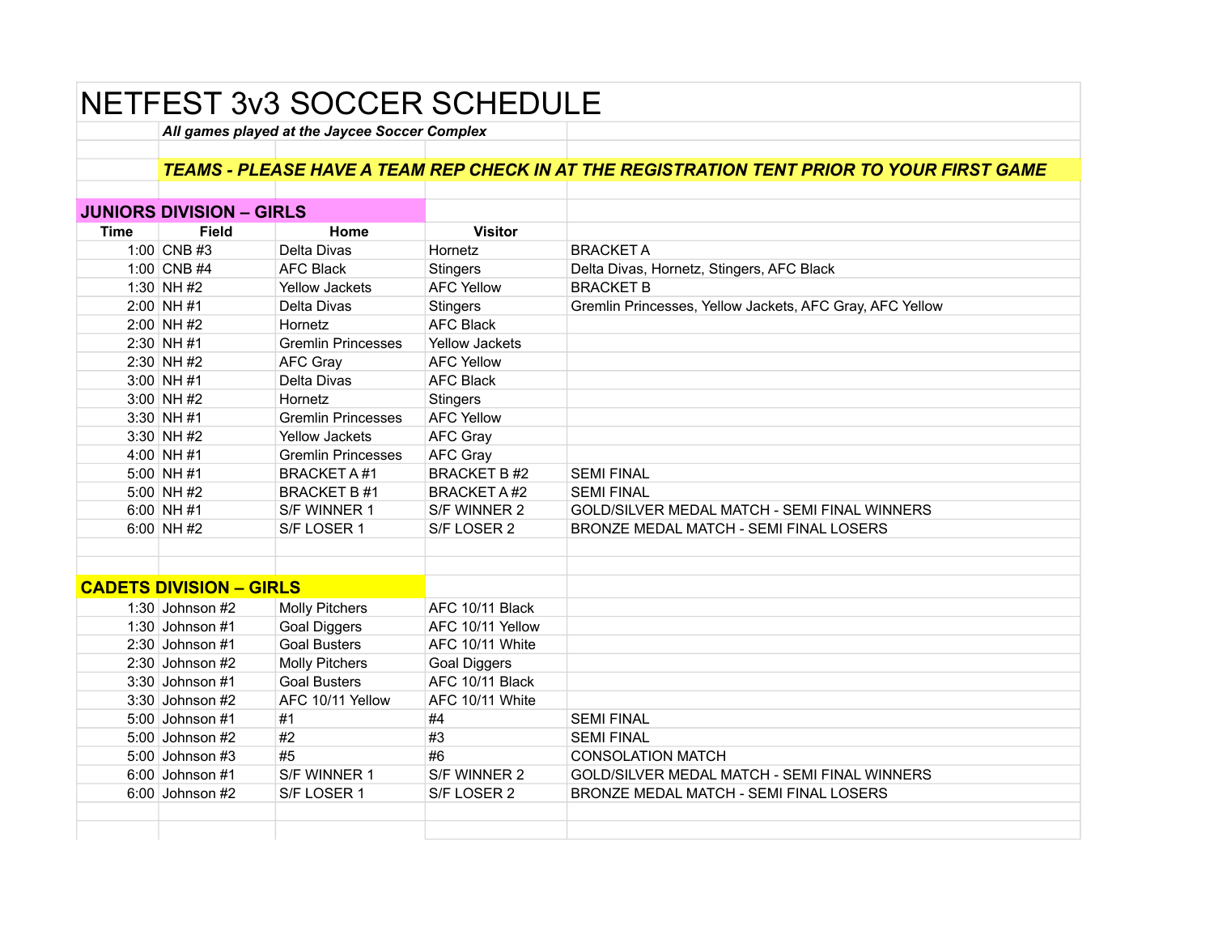# NETFEST 3v3 SOCCER SCHEDULE

***All games played at the Jaycee Soccer Complex***

***TEAMS - PLEASE HAVE A TEAM REP CHECK IN AT THE REGISTRATION TENT PRIOR TO YOUR FIRST GAME***

## JUNIORS DIVISION – GIRLS

| Time | Field | Home | Visitor | |
|---|---|---|---|---|
| 1:00 | CNB #3 | Delta Divas | Hornetz | BRACKET A |
| 1:00 | CNB #4 | AFC Black | Stingers | Delta Divas, Hornetz, Stingers, AFC Black |
| 1:30 | NH #2 | Yellow Jackets | AFC Yellow | BRACKET B |
| 2:00 | NH #1 | Delta Divas | Stingers | Gremlin Princesses, Yellow Jackets, AFC Gray, AFC Yellow |
| 2:00 | NH #2 | Hornetz | AFC Black | |
| 2:30 | NH #1 | Gremlin Princesses | Yellow Jackets | |
| 2:30 | NH #2 | AFC Gray | AFC Yellow | |
| 3:00 | NH #1 | Delta Divas | AFC Black | |
| 3:00 | NH #2 | Hornetz | Stingers | |
| 3:30 | NH #1 | Gremlin Princesses | AFC Yellow | |
| 3:30 | NH #2 | Yellow Jackets | AFC Gray | |
| 4:00 | NH #1 | Gremlin Princesses | AFC Gray | |
| 5:00 | NH #1 | BRACKET A #1 | BRACKET B #2 | SEMI FINAL |
| 5:00 | NH #2 | BRACKET B #1 | BRACKET A #2 | SEMI FINAL |
| 6:00 | NH #1 | S/F WINNER 1 | S/F WINNER 2 | GOLD/SILVER MEDAL MATCH - SEMI FINAL WINNERS |
| 6:00 | NH #2 | S/F LOSER 1 | S/F LOSER 2 | BRONZE MEDAL MATCH - SEMI FINAL LOSERS |

## CADETS DIVISION – GIRLS

| Time | Field | Home | Visitor | |
|---|---|---|---|---|
| 1:30 | Johnson #2 | Molly Pitchers | AFC 10/11 Black | |
| 1:30 | Johnson #1 | Goal Diggers | AFC 10/11 Yellow | |
| 2:30 | Johnson #1 | Goal Busters | AFC 10/11 White | |
| 2:30 | Johnson #2 | Molly Pitchers | Goal Diggers | |
| 3:30 | Johnson #1 | Goal Busters | AFC 10/11 Black | |
| 3:30 | Johnson #2 | AFC 10/11 Yellow | AFC 10/11 White | |
| 5:00 | Johnson #1 | #1 | #4 | SEMI FINAL |
| 5:00 | Johnson #2 | #2 | #3 | SEMI FINAL |
| 5:00 | Johnson #3 | #5 | #6 | CONSOLATION MATCH |
| 6:00 | Johnson #1 | S/F WINNER 1 | S/F WINNER 2 | GOLD/SILVER MEDAL MATCH - SEMI FINAL WINNERS |
| 6:00 | Johnson #2 | S/F LOSER 1 | S/F LOSER 2 | BRONZE MEDAL MATCH - SEMI FINAL LOSERS |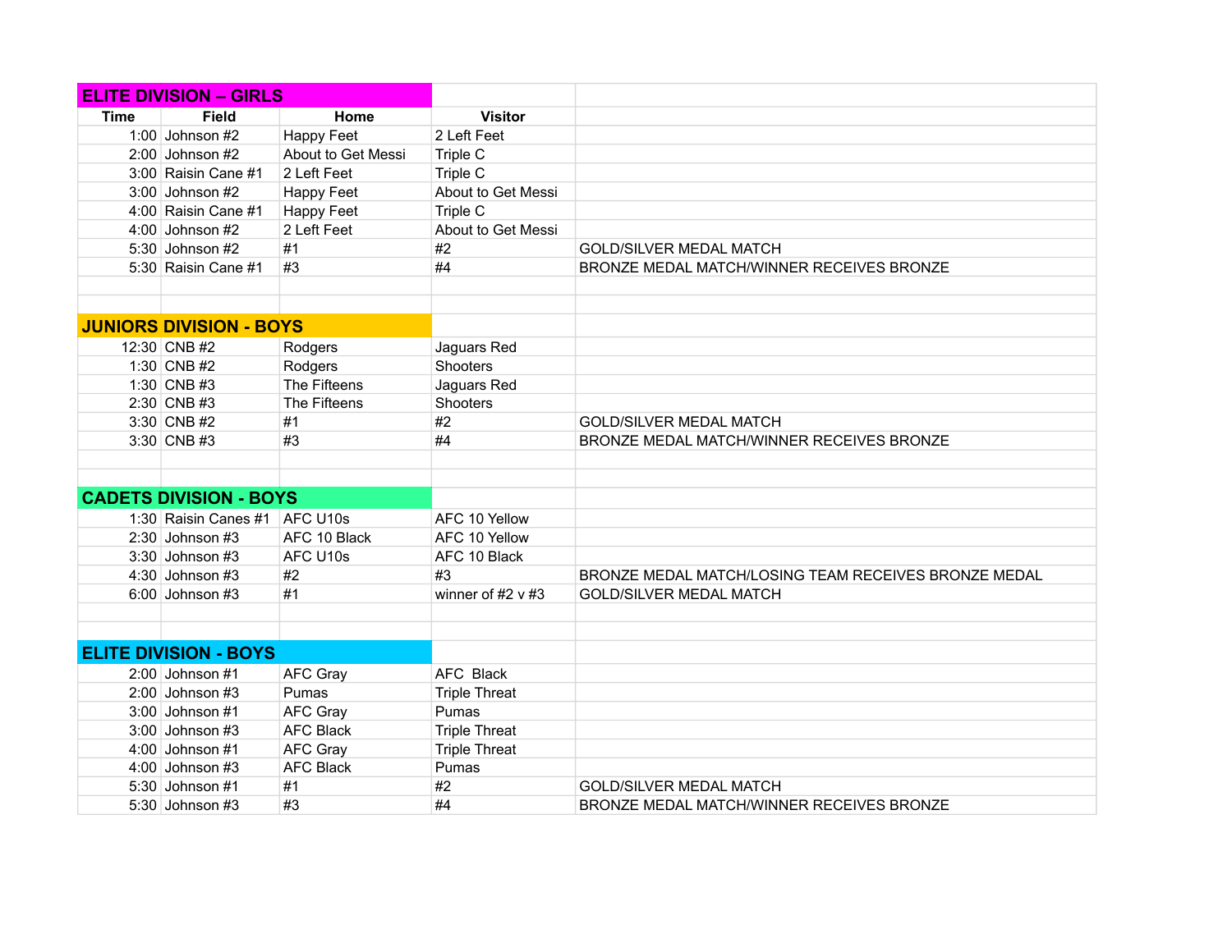| ELITE DIVISION – GIRLS | | | | |
|---|---|---|---|---|
| Time | Field | Home | Visitor | |
| 1:00 | Johnson #2 | Happy Feet | 2 Left Feet | |
| 2:00 | Johnson #2 | About to Get Messi | Triple C | |
| 3:00 | Raisin Cane #1 | 2 Left Feet | Triple C | |
| 3:00 | Johnson #2 | Happy Feet | About to Get Messi | |
| 4:00 | Raisin Cane #1 | Happy Feet | Triple C | |
| 4:00 | Johnson #2 | 2 Left Feet | About to Get Messi | |
| 5:30 | Johnson #2 | #1 | #2 | GOLD/SILVER MEDAL MATCH |
| 5:30 | Raisin Cane #1 | #3 | #4 | BRONZE MEDAL MATCH/WINNER RECEIVES BRONZE |

| JUNIORS DIVISION - BOYS | | | | |
|---|---|---|---|---|
| 12:30 | CNB #2 | Rodgers | Jaguars Red | |
| 1:30 | CNB #2 | Rodgers | Shooters | |
| 1:30 | CNB #3 | The Fifteens | Jaguars Red | |
| 2:30 | CNB #3 | The Fifteens | Shooters | |
| 3:30 | CNB #2 | #1 | #2 | GOLD/SILVER MEDAL MATCH |
| 3:30 | CNB #3 | #3 | #4 | BRONZE MEDAL MATCH/WINNER RECEIVES BRONZE |

| CADETS DIVISION - BOYS | | | | |
|---|---|---|---|---|
| 1:30 | Raisin Canes #1 | AFC U10s | AFC 10 Yellow | |
| 2:30 | Johnson #3 | AFC 10 Black | AFC 10 Yellow | |
| 3:30 | Johnson #3 | AFC U10s | AFC 10 Black | |
| 4:30 | Johnson #3 | #2 | #3 | BRONZE MEDAL MATCH/LOSING TEAM RECEIVES BRONZE MEDAL |
| 6:00 | Johnson #3 | #1 | winner of #2 v #3 | GOLD/SILVER MEDAL MATCH |

| ELITE DIVISION - BOYS | | | | |
|---|---|---|---|---|
| 2:00 | Johnson #1 | AFC Gray | AFC Black | |
| 2:00 | Johnson #3 | Pumas | Triple Threat | |
| 3:00 | Johnson #1 | AFC Gray | Pumas | |
| 3:00 | Johnson #3 | AFC Black | Triple Threat | |
| 4:00 | Johnson #1 | AFC Gray | Triple Threat | |
| 4:00 | Johnson #3 | AFC Black | Pumas | |
| 5:30 | Johnson #1 | #1 | #2 | GOLD/SILVER MEDAL MATCH |
| 5:30 | Johnson #3 | #3 | #4 | BRONZE MEDAL MATCH/WINNER RECEIVES BRONZE |